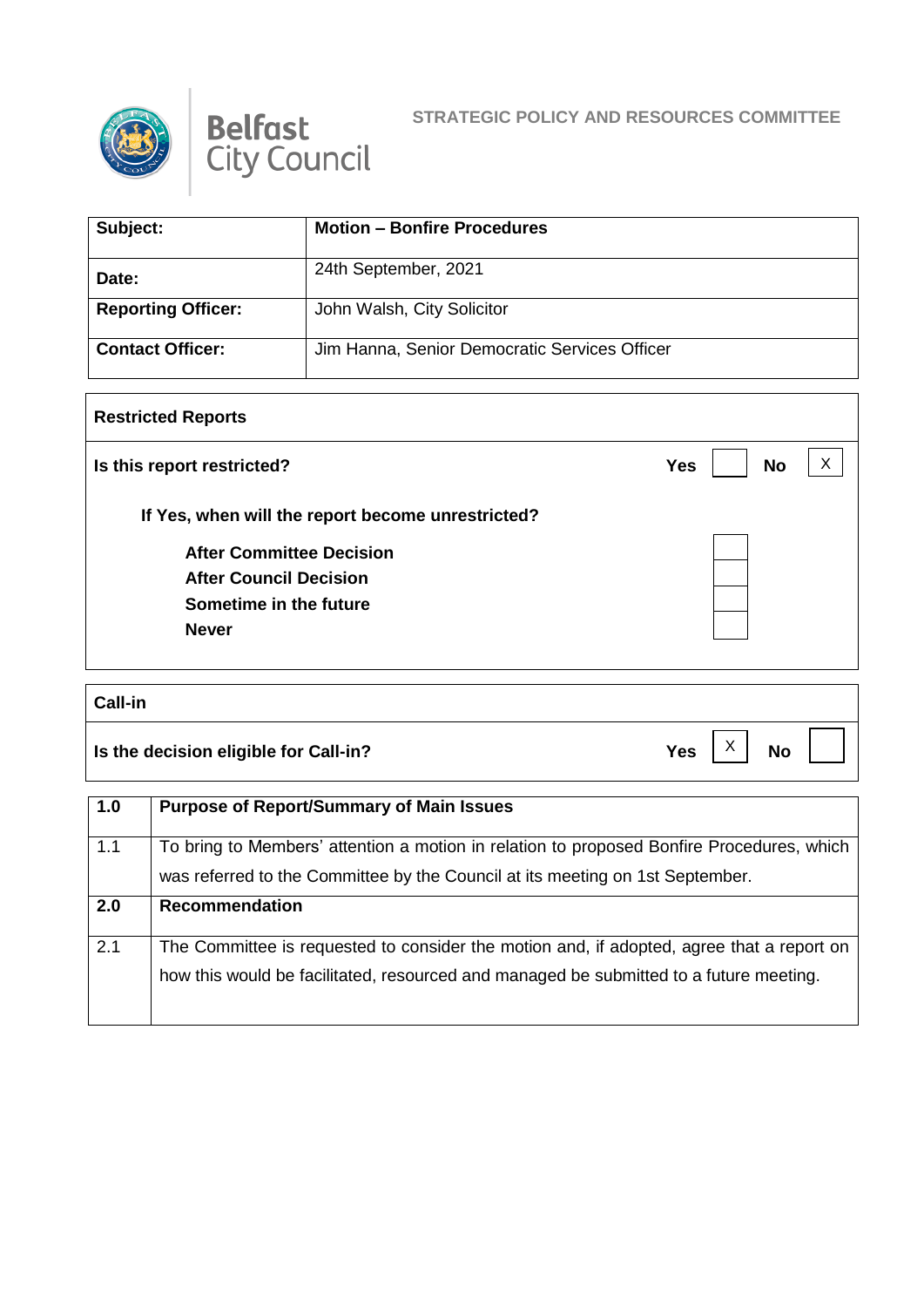Belfast City Council

STRATEGIC POLICY AND RESOURCES COMMITTEE

| Subject: | Motion – Bonfire Procedures |
|---|---|
| Date: | 24th September, 2021 |
| Reporting Officer: | John Walsh, City Solicitor |
| Contact Officer: | Jim Hanna, Senior Democratic Services Officer |

| Restricted Reports | | | | |
|---|---|---|---|---|
| Is this report restricted? | Yes | | No | X |
| If Yes, when will the report become unrestricted? | | | | |
| After Committee Decision | | | | |
| After Council Decision | | | | |
| Sometime in the future | | | | |
| Never | | | | |

| Call-in | | | | |
|---|---|---|---|---|
| Is the decision eligible for Call-in? | Yes | X | No | |

| 1.0 | Purpose of Report/Summary of Main Issues |
|---|---|
| 1.1 | To bring to Members' attention a motion in relation to proposed Bonfire Procedures, which was referred to the Committee by the Council at its meeting on 1st September. |
| **2.0** | **Recommendation** |
| 2.1 | The Committee is requested to consider the motion and, if adopted, agree that a report on how this would be facilitated, resourced and managed be submitted to a future meeting. |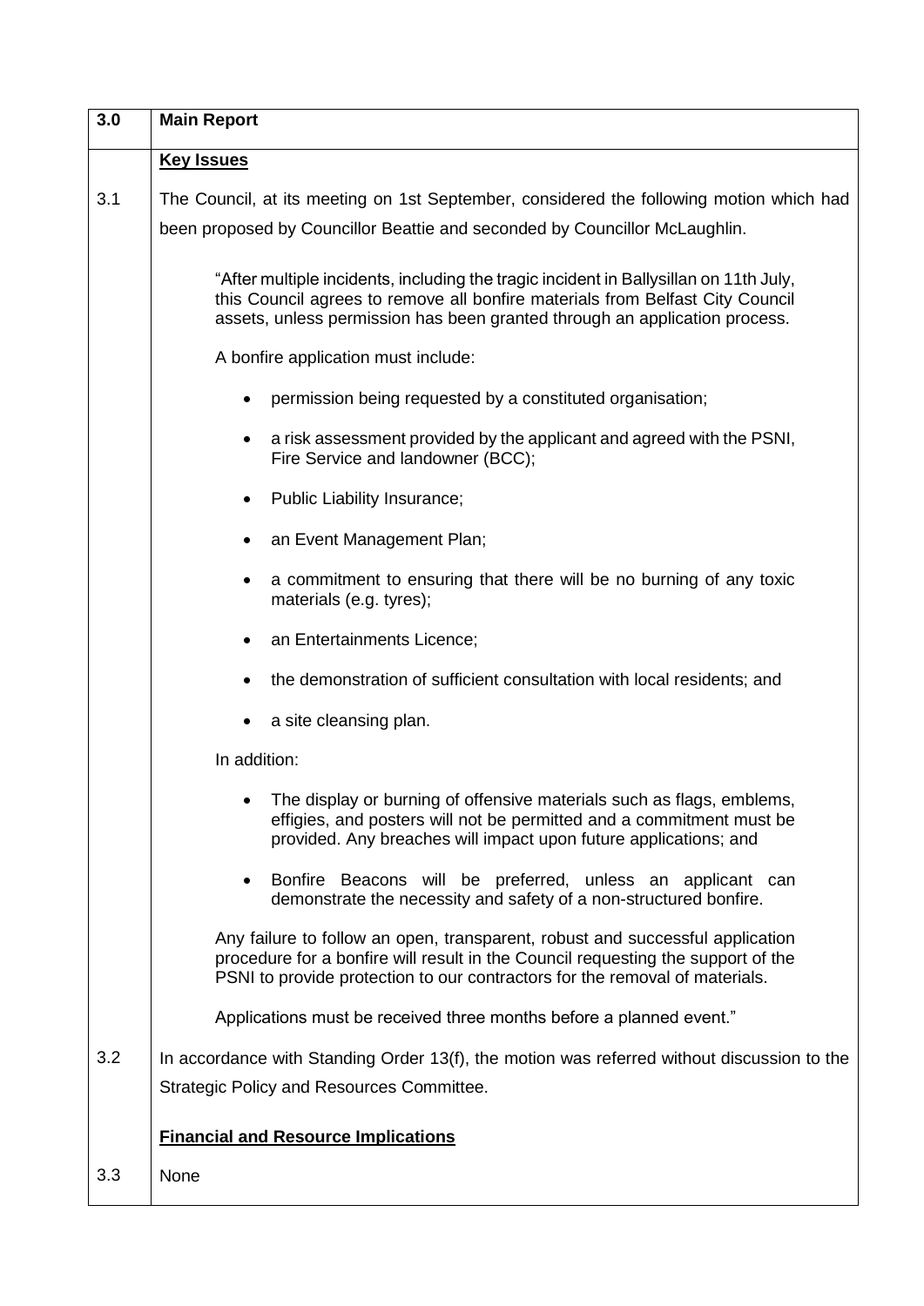| 3.0 | **Main Report** |
|---|---|

**Key Issues**

3.1 The Council, at its meeting on 1st September, considered the following motion which had been proposed by Councillor Beattie and seconded by Councillor McLaughlin.

> "After multiple incidents, including the tragic incident in Ballysillan on 11th July, this Council agrees to remove all bonfire materials from Belfast City Council assets, unless permission has been granted through an application process.
>
> A bonfire application must include:
>
> - permission being requested by a constituted organisation;
> - a risk assessment provided by the applicant and agreed with the PSNI, Fire Service and landowner (BCC);
> - Public Liability Insurance;
> - an Event Management Plan;
> - a commitment to ensuring that there will be no burning of any toxic materials (e.g. tyres);
> - an Entertainments Licence;
> - the demonstration of sufficient consultation with local residents; and
> - a site cleansing plan.
>
> In addition:
>
> - The display or burning of offensive materials such as flags, emblems, effigies, and posters will not be permitted and a commitment must be provided. Any breaches will impact upon future applications; and
> - Bonfire Beacons will be preferred, unless an applicant can demonstrate the necessity and safety of a non-structured bonfire.
>
> Any failure to follow an open, transparent, robust and successful application procedure for a bonfire will result in the Council requesting the support of the PSNI to provide protection to our contractors for the removal of materials.
>
> Applications must be received three months before a planned event."

3.2 In accordance with Standing Order 13(f), the motion was referred without discussion to the Strategic Policy and Resources Committee.

**Financial and Resource Implications**

3.3 None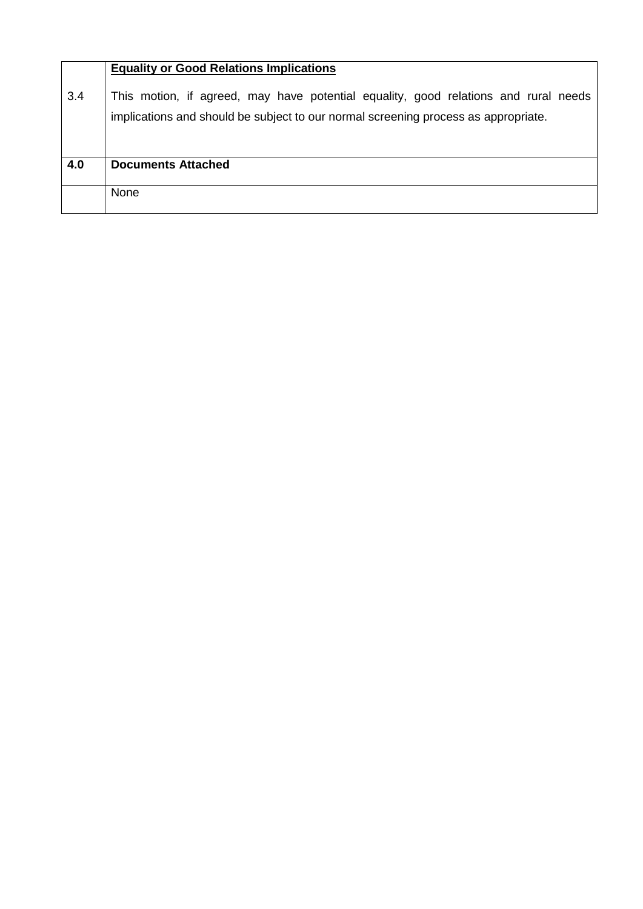| | |
|---|---|
| 3.4 | **<u>Equality or Good Relations Implications</u>**<br><br>This motion, if agreed, may have potential equality, good relations and rural needs implications and should be subject to our normal screening process as appropriate. |
| **4.0** | **Documents Attached** |
| | None |